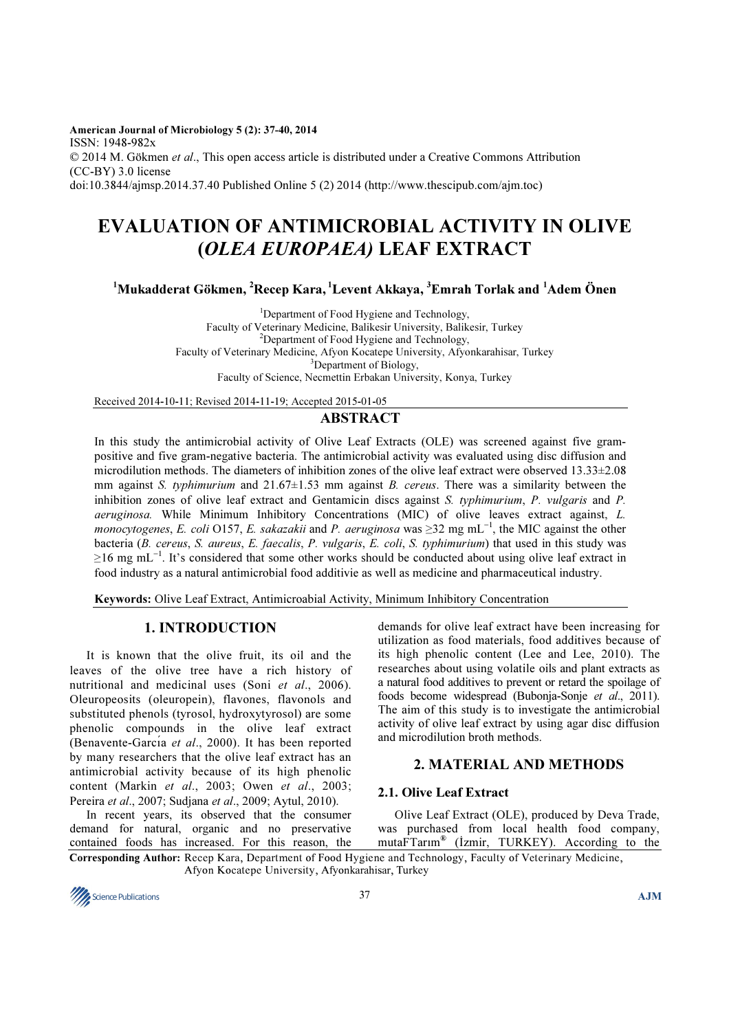American Journal of Microbiology 5 (2): 37-40, 2014
ISSN: 1948-982x
© 2014 M. Gökmen *et al*., This open access article is distributed under a Creative Commons Attribution (CC-BY) 3.0 license
doi:10.3844/ajmsp.2014.37.40 Published Online 5 (2) 2014 (http://www.thescipub.com/ajm.toc)

# EVALUATION OF ANTIMICROBIAL ACTIVITY IN OLIVE (*OLEA EUROPAEA)* LEAF EXTRACT

**[1]Mukadderat Gökmen, [2]Recep Kara, [1]Levent Akkaya, [3]Emrah Torlak and [1]Adem Önen**

[1]Department of Food Hygiene and Technology, Faculty of Veterinary Medicine, Balikesir University, Balikesir, Turkey
[2]Department of Food Hygiene and Technology, Faculty of Veterinary Medicine, Afyon Kocatepe University, Afyonkarahisar, Turkey
[3]Department of Biology, Faculty of Science, Necmettin Erbakan University, Konya, Turkey

Received 2014-10-11; Revised 2014-11-19; Accepted 2015-01-05

## ABSTRACT

In this study the antimicrobial activity of Olive Leaf Extracts (OLE) was screened against five gram-positive and five gram-negative bacteria. The antimicrobial activity was evaluated using disc diffusion and microdilution methods. The diameters of inhibition zones of the olive leaf extract were observed 13.33±2.08 mm against *S. typhimurium* and 21.67±1.53 mm against *B. cereus*. There was a similarity between the inhibition zones of olive leaf extract and Gentamicin discs against *S. typhimurium*, *P. vulgaris* and *P. aeruginosa.* While Minimum Inhibitory Concentrations (MIC) of olive leaves extract against, *L. monocytogenes*, *E. coli* O157, *E. sakazakii* and *P. aeruginosa* was ≥32 mg $mL^{-1}$, the MIC against the other bacteria (*B. cereus*, *S. aureus*, *E. faecalis*, *P. vulgaris*, *E. coli*, *S. typhimurium*) that used in this study was ≥16 mg $mL^{-1}$. It's considered that some other works should be conducted about using olive leaf extract in food industry as a natural antimicrobial food additivie as well as medicine and pharmaceutical industry.

**Keywords:** Olive Leaf Extract, Antimicroabial Activity, Minimum Inhibitory Concentration

## 1. INTRODUCTION

It is known that the olive fruit, its oil and the leaves of the olive tree have a rich history of nutritional and medicinal uses (Soni *et al*., 2006). Oleuropeosits (oleuropein), flavones, flavonols and substituted phenols (tyrosol, hydroxytyrosol) are some phenolic compounds in the olive leaf extract (Benavente-García *et al*., 2000). It has been reported by many researchers that the olive leaf extract has an antimicrobial activity because of its high phenolic content (Markin *et al*., 2003; Owen *et al*., 2003; Pereira *et al*., 2007; Sudjana *et al*., 2009; Aytul, 2010).

In recent years, its observed that the consumer demand for natural, organic and no preservative contained foods has increased. For this reason, the demands for olive leaf extract have been increasing for utilization as food materials, food additives because of its high phenolic content (Lee and Lee, 2010). The researches about using volatile oils and plant extracts as a natural food additives to prevent or retard the spoilage of foods become widespread (Bubonja-Sonje *et al*., 2011). The aim of this study is to investigate the antimicrobial activity of olive leaf extract by using agar disc diffusion and microdilution broth methods.

## 2. MATERIAL AND METHODS

### 2.1. Olive Leaf Extract

Olive Leaf Extract (OLE), produced by Deva Trade, was purchased from local health food company, mutaFTarım® (İzmir, TURKEY). According to the

**Corresponding Author:** Recep Kara, Department of Food Hygiene and Technology, Faculty of Veterinary Medicine, Afyon Kocatepe University, Afyonkarahisar, Turkey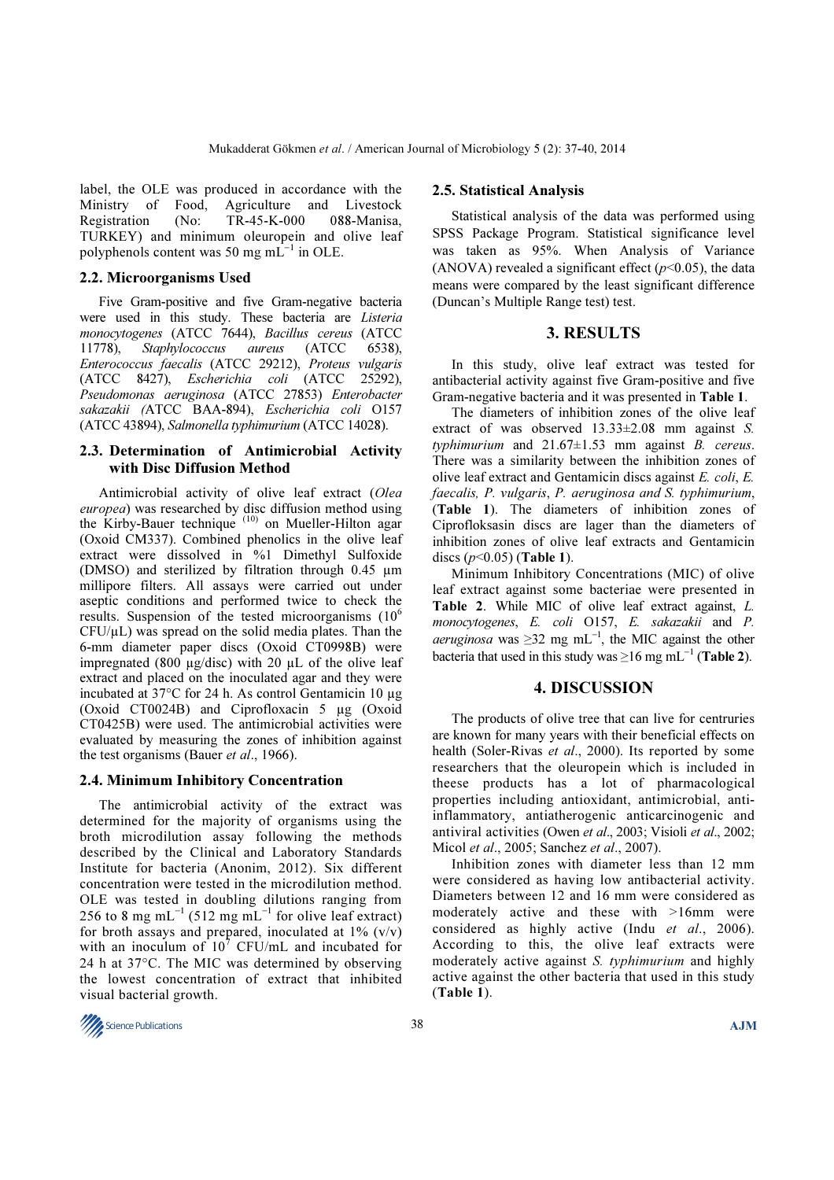label, the OLE was produced in accordance with the Ministry of Food, Agriculture and Livestock Registration (No: TR-45-K-000 088-Manisa, TURKEY) and minimum oleuropein and olive leaf polyphenols content was 50 mg $mL^{-1}$ in OLE.

### 2.2. Microorganisms Used

Five Gram-positive and five Gram-negative bacteria were used in this study. These bacteria are *Listeria monocytogenes* (ATCC 7644), *Bacillus cereus* (ATCC 11778), *Staphylococcus aureus* (ATCC 6538), *Enterococcus faecalis* (ATCC 29212), *Proteus vulgaris* (ATCC 8427), *Escherichia coli* (ATCC 25292), *Pseudomonas aeruginosa* (ATCC 27853) *Enterobacter sakazakii* (ATCC BAA-894), *Escherichia coli* O157 (ATCC 43894), *Salmonella typhimurium* (ATCC 14028).

### 2.3. Determination of Antimicrobial Activity with Disc Diffusion Method

Antimicrobial activity of olive leaf extract (*Olea europea*) was researched by disc diffusion method using the Kirby-Bauer technique [(10)] on Mueller-Hilton agar (Oxoid CM337). Combined phenolics in the olive leaf extract were dissolved in %1 Dimethyl Sulfoxide (DMSO) and sterilized by filtration through 0.45 µm millipore filters. All assays were carried out under aseptic conditions and performed twice to check the results. Suspension of the tested microorganisms ($10^6$ CFU/µL) was spread on the solid media plates. Than the 6-mm diameter paper discs (Oxoid CT0998B) were impregnated (800 µg/disc) with 20 µL of the olive leaf extract and placed on the inoculated agar and they were incubated at 37°C for 24 h. As control Gentamicin 10 µg (Oxoid CT0024B) and Ciprofloxacin 5 µg (Oxoid CT0425B) were used. The antimicrobial activities were evaluated by measuring the zones of inhibition against the test organisms (Bauer *et al*., 1966).

### 2.4. Minimum Inhibitory Concentration

The antimicrobial activity of the extract was determined for the majority of organisms using the broth microdilution assay following the methods described by the Clinical and Laboratory Standards Institute for bacteria (Anonim, 2012). Six different concentration were tested in the microdilution method. OLE was tested in doubling dilutions ranging from 256 to 8 mg $mL^{-1}$ (512 mg $mL^{-1}$ for olive leaf extract) for broth assays and prepared, inoculated at 1% (v/v) with an inoculum of $10^7$ CFU/mL and incubated for 24 h at 37°C. The MIC was determined by observing the lowest concentration of extract that inhibited visual bacterial growth.

### 2.5. Statistical Analysis

Statistical analysis of the data was performed using SPSS Package Program. Statistical significance level was taken as 95%. When Analysis of Variance (ANOVA) revealed a significant effect ($p<0.05$), the data means were compared by the least significant difference (Duncan's Multiple Range test) test.

## 3. RESULTS

In this study, olive leaf extract was tested for antibacterial activity against five Gram-positive and five Gram-negative bacteria and it was presented in **Table 1**.

The diameters of inhibition zones of the olive leaf extract of was observed 13.33±2.08 mm against *S. typhimurium* and 21.67±1.53 mm against *B. cereus*. There was a similarity between the inhibition zones of olive leaf extract and Gentamicin discs against *E. coli*, *E. faecalis, P. vulgaris*, *P. aeruginosa and S. typhimurium*, (**Table 1**). The diameters of inhibition zones of Ciprofloksasin discs are lager than the diameters of inhibition zones of olive leaf extracts and Gentamicin discs ($p<0.05$) (**Table 1**).

Minimum Inhibitory Concentrations (MIC) of olive leaf extract against some bacteriae were presented in **Table 2**. While MIC of olive leaf extract against, *L. monocytogenes*, *E. coli* O157, *E. sakazakii* and *P. aeruginosa* was ≥32 mg $mL^{-1}$, the MIC against the other bacteria that used in this study was ≥16 mg $mL^{-1}$ (**Table 2**).

## 4. DISCUSSION

The products of olive tree that can live for centruries are known for many years with their beneficial effects on health (Soler-Rivas *et al*., 2000). Its reported by some researchers that the oleuropein which is included in theese products has a lot of pharmacological properties including antioxidant, antimicrobial, anti-inflammatory, antiatherogenic anticarcinogenic and antiviral activities (Owen *et al*., 2003; Visioli *et al*., 2002; Micol *et al*., 2005; Sanchez *et al*., 2007).

Inhibition zones with diameter less than 12 mm were considered as having low antibacterial activity. Diameters between 12 and 16 mm were considered as moderately active and these with >16mm were considered as highly active (Indu *et al*., 2006). According to this, the olive leaf extracts were moderately active against *S. typhimurium* and highly active against the other bacteria that used in this study (**Table 1**).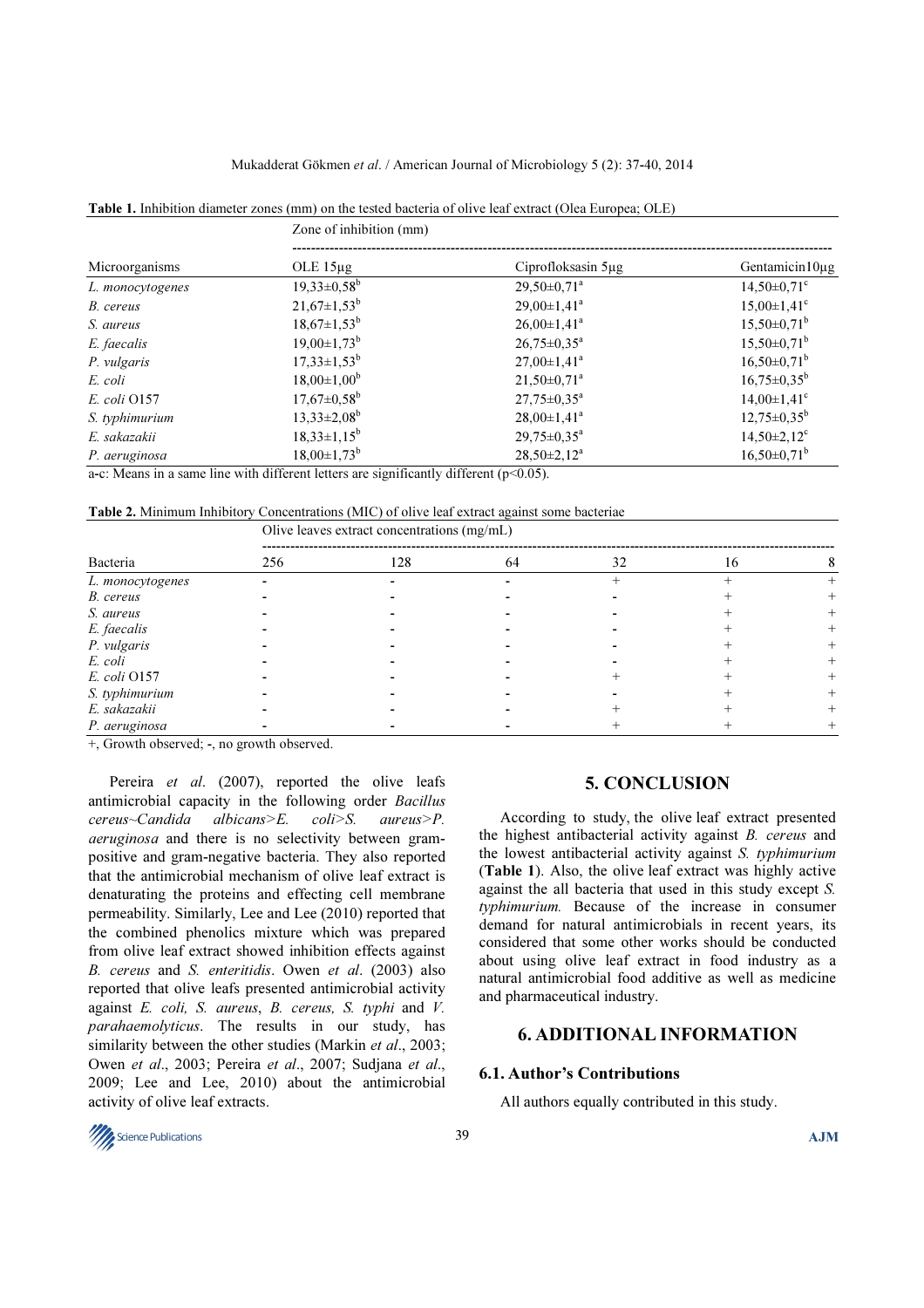**Table 1.** Inhibition diameter zones (mm) on the tested bacteria of olive leaf extract (Olea Europea; OLE)

| | Zone of inhibition (mm) | | |
|---|---|---|---|
| Microorganisms | OLE 15µg | Ciprofloksasin 5µg | Gentamicin10µg |
| *L. monocytogenes* | 19,33±0,58[b] | 29,50±0,71[a] | 14,50±0,71[c] |
| *B. cereus* | 21,67±1,53[b] | 29,00±1,41[a] | 15,00±1,41[c] |
| *S. aureus* | 18,67±1,53[b] | 26,00±1,41[a] | 15,50±0,71[b] |
| *E. faecalis* | 19,00±1,73[b] | 26,75±0,35[a] | 15,50±0,71[b] |
| *P. vulgaris* | 17,33±1,53[b] | 27,00±1,41[a] | 16,50±0,71[b] |
| *E. coli* | 18,00±1,00[b] | 21,50±0,71[a] | 16,75±0,35[b] |
| *E. coli* O157 | 17,67±0,58[b] | 27,75±0,35[a] | 14,00±1,41[c] |
| *S. typhimurium* | 13,33±2,08[b] | 28,00±1,41[a] | 12,75±0,35[b] |
| *E. sakazakii* | 18,33±1,15[b] | 29,75±0,35[a] | 14,50±2,12[c] |
| *P. aeruginosa* | 18,00±1,73[b] | 28,50±2,12[a] | 16,50±0,71[b] |

a-c: Means in a same line with different letters are significantly different ($p<0.05$).

**Table 2.** Minimum Inhibitory Concentrations (MIC) of olive leaf extract against some bacteriae

| | Olive leaves extract concentrations (mg/mL) | | | | | |
|---|---|---|---|---|---|---|
| Bacteria | 256 | 128 | 64 | 32 | 16 | 8 |
| *L. monocytogenes* | - | - | - | + | + | + |
| *B. cereus* | - | - | - | - | + | + |
| *S. aureus* | - | - | - | - | + | + |
| *E. faecalis* | - | - | - | - | + | + |
| *P. vulgaris* | - | - | - | - | + | + |
| *E. coli* | - | - | - | - | + | + |
| *E. coli* O157 | - | - | - | + | + | + |
| *S. typhimurium* | - | - | - | - | + | + |
| *E. sakazakii* | - | - | - | + | + | + |
| *P. aeruginosa* | - | - | - | + | + | + |

+, Growth observed; -, no growth observed.

Pereira *et al*. (2007), reported the olive leafs antimicrobial capacity in the following order *Bacillus cereus*~*Candida albicans*>*E. coli*>*S. aureus*>*P. aeruginosa* and there is no selectivity between gram-positive and gram-negative bacteria. They also reported that the antimicrobial mechanism of olive leaf extract is denaturating the proteins and effecting cell membrane permeability. Similarly, Lee and Lee (2010) reported that the combined phenolics mixture which was prepared from olive leaf extract showed inhibition effects against *B. cereus* and *S. enteritidis*. Owen *et al*. (2003) also reported that olive leafs presented antimicrobial activity against *E. coli, S. aureus*, *B. cereus, S. typhi* and *V. parahaemolyticus*. The results in our study, has similarity between the other studies (Markin *et al*., 2003; Owen *et al*., 2003; Pereira *et al*., 2007; Sudjana *et al*., 2009; Lee and Lee, 2010) about the antimicrobial activity of olive leaf extracts.

## 5. CONCLUSION

According to study, the olive leaf extract presented the highest antibacterial activity against *B. cereus* and the lowest antibacterial activity against *S. typhimurium* (**Table 1**). Also, the olive leaf extract was highly active against the all bacteria that used in this study except *S. typhimurium.* Because of the increase in consumer demand for natural antimicrobials in recent years, its considered that some other works should be conducted about using olive leaf extract in food industry as a natural antimicrobial food additive as well as medicine and pharmaceutical industry.

## 6. ADDITIONAL INFORMATION

### 6.1. Author's Contributions

All authors equally contributed in this study.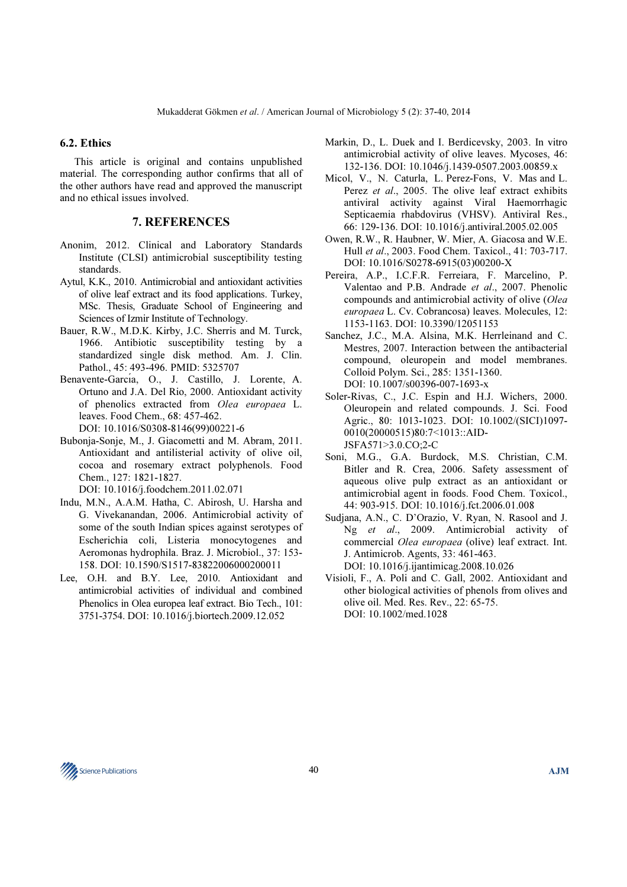### 6.2. Ethics

This article is original and contains unpublished material. The corresponding author confirms that all of the other authors have read and approved the manuscript and no ethical issues involved.

## 7. REFERENCES

Anonim, 2012. Clinical and Laboratory Standards Institute (CLSI) antimicrobial susceptibility testing standards.

Aytul, K.K., 2010. Antimicrobial and antioxidant activities of olive leaf extract and its food applications. Turkey, MSc. Thesis, Graduate School of Engineering and Sciences of Izmir Institute of Technology.

Bauer, R.W., M.D.K. Kirby, J.C. Sherris and M. Turck, 1966. Antibiotic susceptibility testing by a standardized single disk method. Am. J. Clin. Pathol., 45: 493-496. PMID: 5325707

Benavente-García, O., J. Castillo, J. Lorente, A. Ortuno and J.A. Del Rio, 2000. Antioxidant activity of phenolics extracted from *Olea europaea* L. leaves. Food Chem., 68: 457-462. DOI: 10.1016/S0308-8146(99)00221-6

Bubonja-Sonje, M., J. Giacometti and M. Abram, 2011. Antioxidant and antilisterial activity of olive oil, cocoa and rosemary extract polyphenols. Food Chem., 127: 1821-1827. DOI: 10.1016/j.foodchem.2011.02.071

Indu, M.N., A.A.M. Hatha, C. Abirosh, U. Harsha and G. Vivekanandan, 2006. Antimicrobial activity of some of the south Indian spices against serotypes of Escherichia coli, Listeria monocytogenes and Aeromonas hydrophila. Braz. J. Microbiol., 37: 153-158. DOI: 10.1590/S1517-83822006000200011

Lee, O.H. and B.Y. Lee, 2010. Antioxidant and antimicrobial activities of individual and combined Phenolics in Olea europea leaf extract. Bio Tech., 101: 3751-3754. DOI: 10.1016/j.biortech.2009.12.052

Markin, D., L. Duek and I. Berdicevsky, 2003. In vitro antimicrobial activity of olive leaves. Mycoses, 46: 132-136. DOI: 10.1046/j.1439-0507.2003.00859.x

Micol, V., N. Caturla, L. Perez-Fons, V. Mas and L. Perez *et al*., 2005. The olive leaf extract exhibits antiviral activity against Viral Haemorrhagic Septicaemia rhabdovirus (VHSV). Antiviral Res., 66: 129-136. DOI: 10.1016/j.antiviral.2005.02.005

Owen, R.W., R. Haubner, W. Mier, A. Giacosa and W.E. Hull *et al*., 2003. Food Chem. Taxicol., 41: 703-717. DOI: 10.1016/S0278-6915(03)00200-X

Pereira, A.P., I.C.F.R. Ferreiara, F. Marcelino, P. Valentao and P.B. Andrade *et al*., 2007. Phenolic compounds and antimicrobial activity of olive (*Olea europaea* L. Cv. Cobrancosa) leaves. Molecules, 12: 1153-1163. DOI: 10.3390/12051153

Sanchez, J.C., M.A. Alsina, M.K. Herrleinand and C. Mestres, 2007. Interaction between the antibacterial compound, oleuropein and model membranes. Colloid Polym. Sci., 285: 1351-1360. DOI: 10.1007/s00396-007-1693-x

Soler-Rivas, C., J.C. Espin and H.J. Wichers, 2000. Oleuropein and related compounds. J. Sci. Food Agric., 80: 1013-1023. DOI: 10.1002/(SICI)1097-0010(20000515)80:7<1013::AID-JSFA571>3.0.CO;2-C

Soni, M.G., G.A. Burdock, M.S. Christian, C.M. Bitler and R. Crea, 2006. Safety assessment of aqueous olive pulp extract as an antioxidant or antimicrobial agent in foods. Food Chem. Toxicol., 44: 903-915. DOI: 10.1016/j.fct.2006.01.008

Sudjana, A.N., C. D'Orazio, V. Ryan, N. Rasool and J. Ng *et al*., 2009. Antimicrobial activity of commercial *Olea europaea* (olive) leaf extract. Int. J. Antimicrob. Agents, 33: 461-463. DOI: 10.1016/j.ijantimicag.2008.10.026

Visioli, F., A. Poli and C. Gall, 2002. Antioxidant and other biological activities of phenols from olives and olive oil. Med. Res. Rev., 22: 65-75. DOI: 10.1002/med.1028